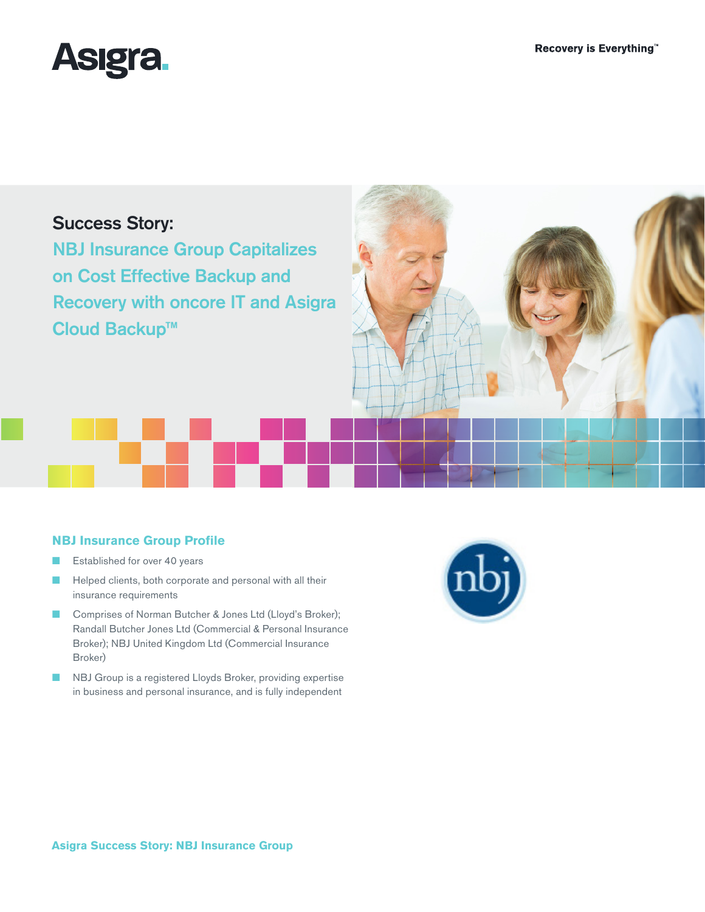# Success Story:

## NBJ Insurance Group Capitalizes on Cost Effective Backup and Recovery with oncore IT and Asigra Cloud Backup™

### NBJ Insurance Group Profile

- Established for over 40 years
- Helped clients, both corporate and personal with all their insurance requirements
- Comprises of Norman Butcher & Jones Ltd (Lloyd's Broker); Randall Butcher Jones Ltd (Commercial & Personal Insurance Broker); NBJ United Kingdom Ltd (Commercial Insurance Broker)
- NBJ Group is a registered Lloyds Broker, providing expertise in business and personal insurance, and is fully independent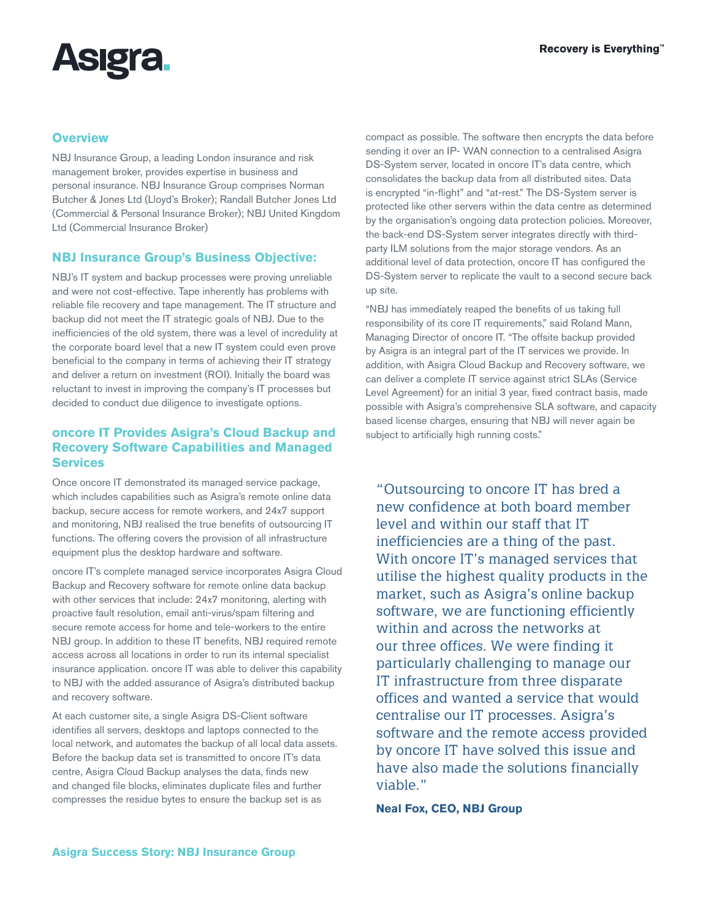## Overview

NBJ Insurance Group, a leading London insurance and risk management broker, provides expertise in business and personal insurance. NBJ Insurance Group comprises Norman Butcher & Jones Ltd (Lloyd's Broker); Randall Butcher Jones Ltd (Commercial & Personal Insurance Broker); NBJ United Kingdom Ltd (Commercial Insurance Broker)

## NBJ Insurance Group's Business Objective:

NBJ's IT system and backup processes were proving unreliable and were not cost-effective. Tape inherently has problems with reliable file recovery and tape management. The IT structure and backup did not meet the IT strategic goals of NBJ. Due to the inefficiencies of the old system, there was a level of incredulity at the corporate board level that a new IT system could even prove beneficial to the company in terms of achieving their IT strategy and deliver a return on investment (ROI). Initially the board was reluctant to invest in improving the company's IT processes but decided to conduct due diligence to investigate options.

## oncore IT Provides Asigra's Cloud Backup and Recovery Software Capabilities and Managed Services

Once oncore IT demonstrated its managed service package, which includes capabilities such as Asigra's remote online data backup, secure access for remote workers, and 24x7 support and monitoring, NBJ realised the true benefits of outsourcing IT functions. The offering covers the provision of all infrastructure equipment plus the desktop hardware and software.

oncore IT's complete managed service incorporates Asigra Cloud Backup and Recovery software for remote online data backup with other services that include: 24x7 monitoring, alerting with proactive fault resolution, email anti-virus/spam filtering and secure remote access for home and tele-workers to the entire NBJ group. In addition to these IT benefits, NBJ required remote access across all locations in order to run its internal specialist insurance application. oncore IT was able to deliver this capability to NBJ with the added assurance of Asigra's distributed backup and recovery software.

At each customer site, a single Asigra DS-Client software identifies all servers, desktops and laptops connected to the local network, and automates the backup of all local data assets. Before the backup data set is transmitted to oncore IT's data centre, Asigra Cloud Backup analyses the data, finds new and changed file blocks, eliminates duplicate files and further compresses the residue bytes to ensure the backup set is as compact as possible. The software then encrypts the data before sending it over an IP- WAN connection to a centralised Asigra DS-System server, located in oncore IT's data centre, which consolidates the backup data from all distributed sites. Data is encrypted "in-flight" and "at-rest." The DS-System server is protected like other servers within the data centre as determined by the organisation's ongoing data protection policies. Moreover, the back-end DS-System server integrates directly with third-party ILM solutions from the major storage vendors. As an additional level of data protection, oncore IT has configured the DS-System server to replicate the vault to a second secure back up site.

"NBJ has immediately reaped the benefits of us taking full responsibility of its core IT requirements," said Roland Mann, Managing Director of oncore IT. "The offsite backup provided by Asigra is an integral part of the IT services we provide. In addition, with Asigra Cloud Backup and Recovery software, we can deliver a complete IT service against strict SLAs (Service Level Agreement) for an initial 3 year, fixed contract basis, made possible with Asigra's comprehensive SLA software, and capacity based license charges, ensuring that NBJ will never again be subject to artificially high running costs."

> "Outsourcing to oncore IT has bred a new confidence at both board member level and within our staff that IT inefficiencies are a thing of the past. With oncore IT's managed services that utilise the highest quality products in the market, such as Asigra's online backup software, we are functioning efficiently within and across the networks at our three offices. We were finding it particularly challenging to manage our IT infrastructure from three disparate offices and wanted a service that would centralise our IT processes. Asigra's software and the remote access provided by oncore IT have solved this issue and have also made the solutions financially viable."
>
> **Neal Fox, CEO, NBJ Group**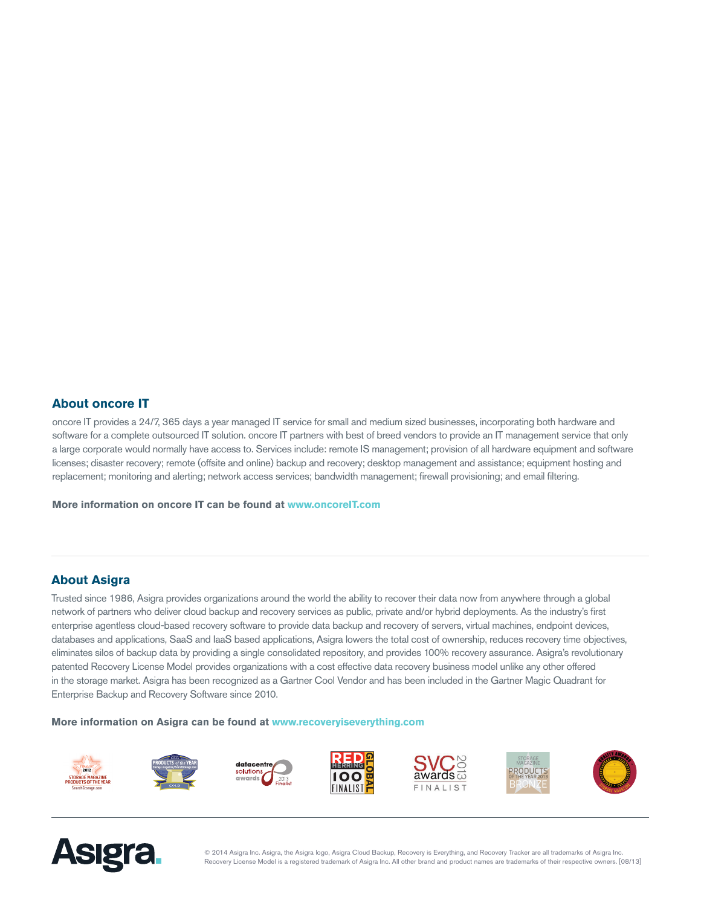## About oncore IT

oncore IT provides a 24/7, 365 days a year managed IT service for small and medium sized businesses, incorporating both hardware and software for a complete outsourced IT solution. oncore IT partners with best of breed vendors to provide an IT management service that only a large corporate would normally have access to. Services include: remote IS management; provision of all hardware equipment and software licenses; disaster recovery; remote (offsite and online) backup and recovery; desktop management and assistance; equipment hosting and replacement; monitoring and alerting; network access services; bandwidth management; firewall provisioning; and email filtering.

**More information on oncore IT can be found at www.oncoreIT.com**

## About Asigra

Trusted since 1986, Asigra provides organizations around the world the ability to recover their data now from anywhere through a global network of partners who deliver cloud backup and recovery services as public, private and/or hybrid deployments. As the industry's first enterprise agentless cloud-based recovery software to provide data backup and recovery of servers, virtual machines, endpoint devices, databases and applications, SaaS and IaaS based applications, Asigra lowers the total cost of ownership, reduces recovery time objectives, eliminates silos of backup data by providing a single consolidated repository, and provides 100% recovery assurance. Asigra's revolutionary patented Recovery License Model provides organizations with a cost effective data recovery business model unlike any other offered in the storage market. Asigra has been recognized as a Gartner Cool Vendor and has been included in the Gartner Magic Quadrant for Enterprise Backup and Recovery Software since 2010.

**More information on Asigra can be found at www.recoveryiseverything.com**

© 2014 Asigra Inc. Asigra, the Asigra logo, Asigra Cloud Backup, Recovery is Everything, and Recovery Tracker are all trademarks of Asigra Inc. Recovery License Model is a registered trademark of Asigra Inc. All other brand and product names are trademarks of their respective owners. [08/13]